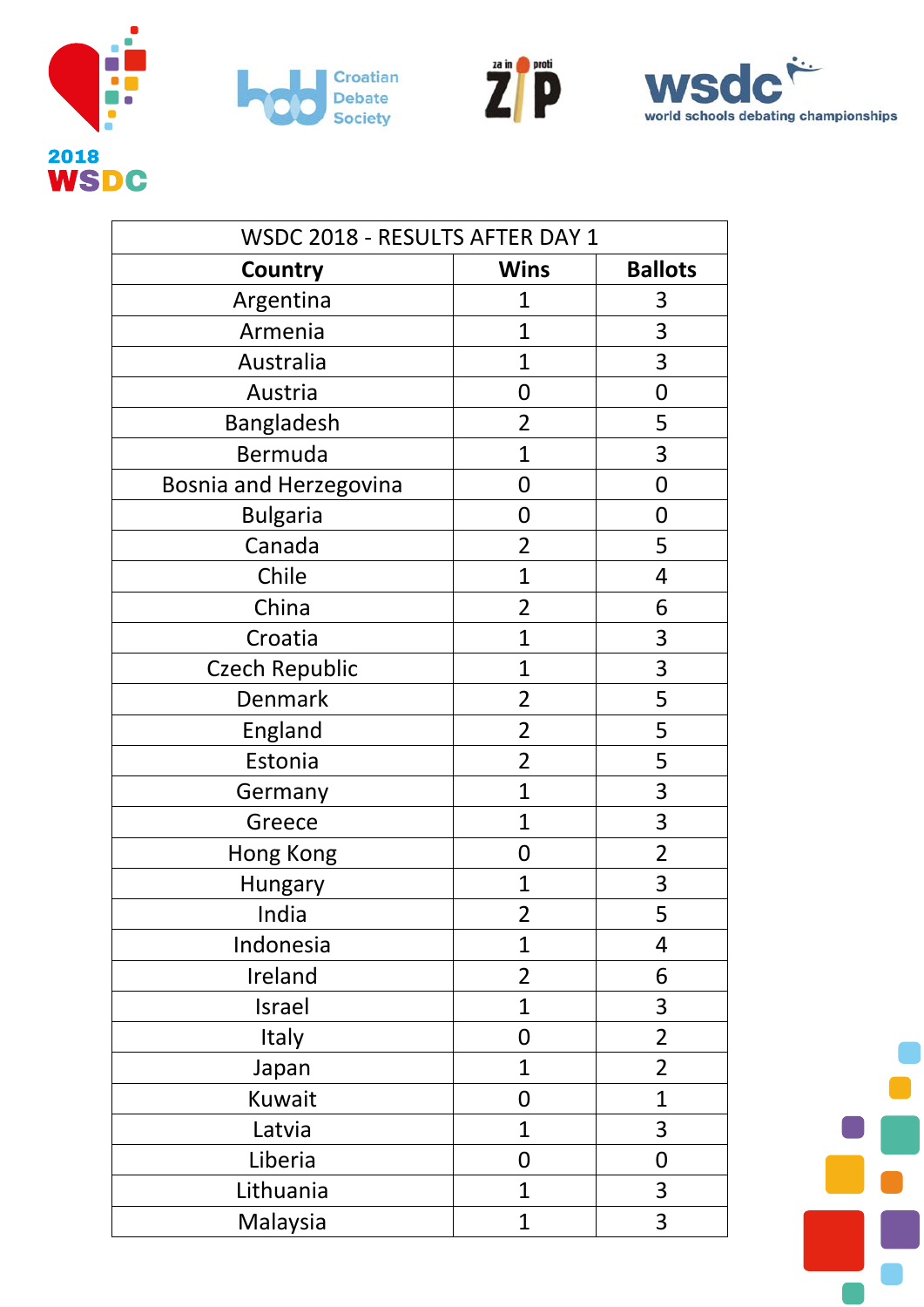| WSDC 2018 - RESULTS AFTER DAY 1 | | |
|---|---|---|
| **Country** | **Wins** | **Ballots** |
| Argentina | 1 | 3 |
| Armenia | 1 | 3 |
| Australia | 1 | 3 |
| Austria | 0 | 0 |
| Bangladesh | 2 | 5 |
| Bermuda | 1 | 3 |
| Bosnia and Herzegovina | 0 | 0 |
| Bulgaria | 0 | 0 |
| Canada | 2 | 5 |
| Chile | 1 | 4 |
| China | 2 | 6 |
| Croatia | 1 | 3 |
| Czech Republic | 1 | 3 |
| Denmark | 2 | 5 |
| England | 2 | 5 |
| Estonia | 2 | 5 |
| Germany | 1 | 3 |
| Greece | 1 | 3 |
| Hong Kong | 0 | 2 |
| Hungary | 1 | 3 |
| India | 2 | 5 |
| Indonesia | 1 | 4 |
| Ireland | 2 | 6 |
| Israel | 1 | 3 |
| Italy | 0 | 2 |
| Japan | 1 | 2 |
| Kuwait | 0 | 1 |
| Latvia | 1 | 3 |
| Liberia | 0 | 0 |
| Lithuania | 1 | 3 |
| Malaysia | 1 | 3 |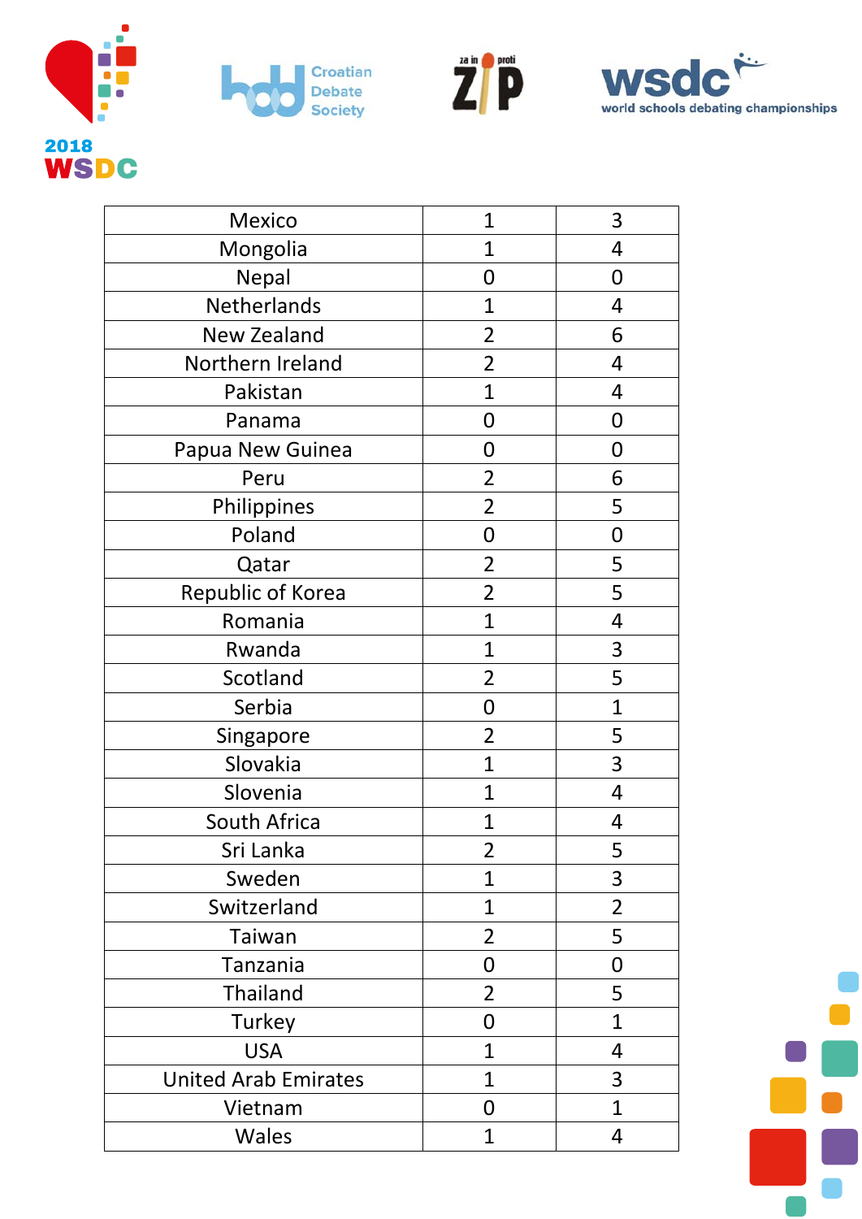| Mexico | 1 | 3 |
|---|---|---|
| Mongolia | 1 | 4 |
| Nepal | 0 | 0 |
| Netherlands | 1 | 4 |
| New Zealand | 2 | 6 |
| Northern Ireland | 2 | 4 |
| Pakistan | 1 | 4 |
| Panama | 0 | 0 |
| Papua New Guinea | 0 | 0 |
| Peru | 2 | 6 |
| Philippines | 2 | 5 |
| Poland | 0 | 0 |
| Qatar | 2 | 5 |
| Republic of Korea | 2 | 5 |
| Romania | 1 | 4 |
| Rwanda | 1 | 3 |
| Scotland | 2 | 5 |
| Serbia | 0 | 1 |
| Singapore | 2 | 5 |
| Slovakia | 1 | 3 |
| Slovenia | 1 | 4 |
| South Africa | 1 | 4 |
| Sri Lanka | 2 | 5 |
| Sweden | 1 | 3 |
| Switzerland | 1 | 2 |
| Taiwan | 2 | 5 |
| Tanzania | 0 | 0 |
| Thailand | 2 | 5 |
| Turkey | 0 | 1 |
| USA | 1 | 4 |
| United Arab Emirates | 1 | 3 |
| Vietnam | 0 | 1 |
| Wales | 1 | 4 |